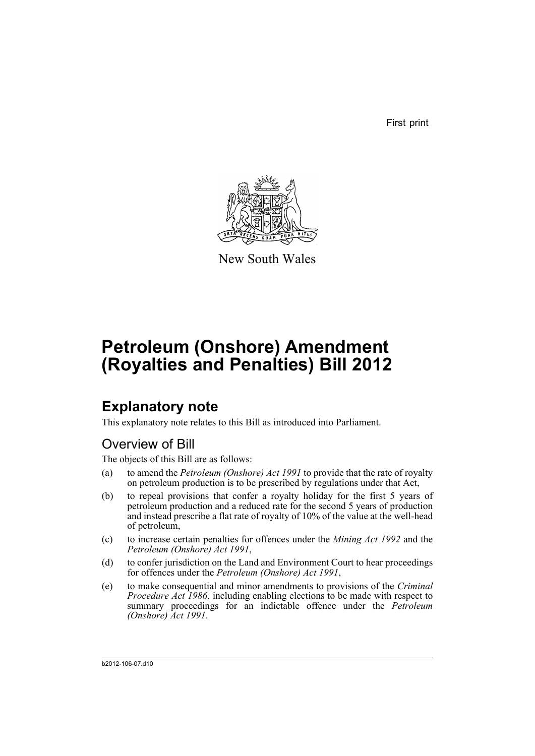First print

New South Wales

# Petroleum (Onshore) Amendment (Royalties and Penalties) Bill 2012

## Explanatory note

This explanatory note relates to this Bill as introduced into Parliament.

### Overview of Bill

The objects of this Bill are as follows:

(a) to amend the *Petroleum (Onshore) Act 1991* to provide that the rate of royalty on petroleum production is to be prescribed by regulations under that Act,

(b) to repeal provisions that confer a royalty holiday for the first 5 years of petroleum production and a reduced rate for the second 5 years of production and instead prescribe a flat rate of royalty of 10% of the value at the well-head of petroleum,

(c) to increase certain penalties for offences under the *Mining Act 1992* and the *Petroleum (Onshore) Act 1991*,

(d) to confer jurisdiction on the Land and Environment Court to hear proceedings for offences under the *Petroleum (Onshore) Act 1991*,

(e) to make consequential and minor amendments to provisions of the *Criminal Procedure Act 1986*, including enabling elections to be made with respect to summary proceedings for an indictable offence under the *Petroleum (Onshore) Act 1991*.

b2012-106-07.d10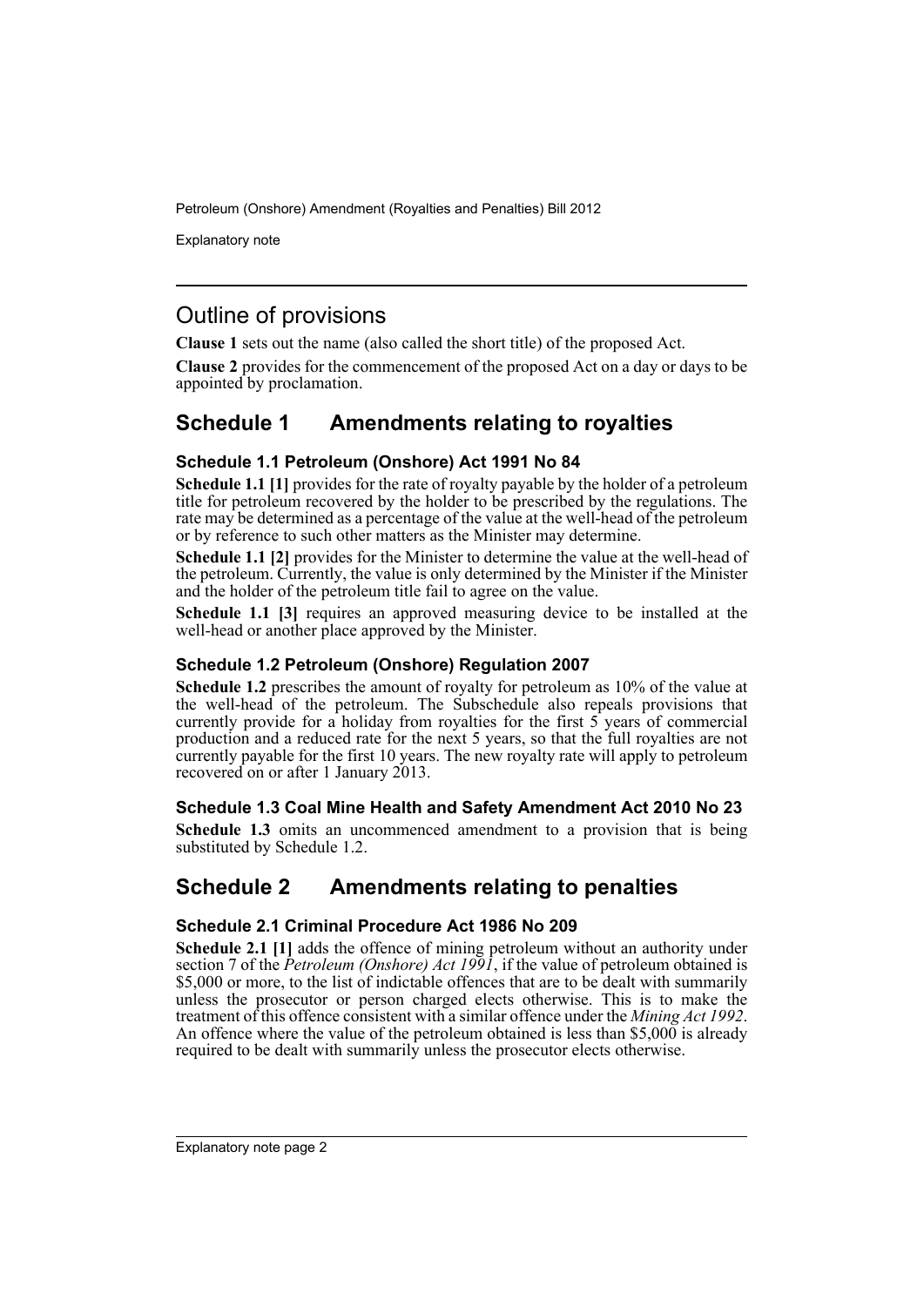## Outline of provisions

**Clause 1** sets out the name (also called the short title) of the proposed Act.

**Clause 2** provides for the commencement of the proposed Act on a day or days to be appointed by proclamation.

## Schedule 1 Amendments relating to royalties

### Schedule 1.1 Petroleum (Onshore) Act 1991 No 84

**Schedule 1.1 [1]** provides for the rate of royalty payable by the holder of a petroleum title for petroleum recovered by the holder to be prescribed by the regulations. The rate may be determined as a percentage of the value at the well-head of the petroleum or by reference to such other matters as the Minister may determine.

**Schedule 1.1 [2]** provides for the Minister to determine the value at the well-head of the petroleum. Currently, the value is only determined by the Minister if the Minister and the holder of the petroleum title fail to agree on the value.

**Schedule 1.1 [3]** requires an approved measuring device to be installed at the well-head or another place approved by the Minister.

### Schedule 1.2 Petroleum (Onshore) Regulation 2007

**Schedule 1.2** prescribes the amount of royalty for petroleum as 10% of the value at the well-head of the petroleum. The Subschedule also repeals provisions that currently provide for a holiday from royalties for the first 5 years of commercial production and a reduced rate for the next 5 years, so that the full royalties are not currently payable for the first 10 years. The new royalty rate will apply to petroleum recovered on or after 1 January 2013.

### Schedule 1.3 Coal Mine Health and Safety Amendment Act 2010 No 23

**Schedule 1.3** omits an uncommenced amendment to a provision that is being substituted by Schedule 1.2.

## Schedule 2 Amendments relating to penalties

### Schedule 2.1 Criminal Procedure Act 1986 No 209

**Schedule 2.1 [1]** adds the offence of mining petroleum without an authority under section 7 of the *Petroleum (Onshore) Act 1991*, if the value of petroleum obtained is $5,000 or more, to the list of indictable offences that are to be dealt with summarily unless the prosecutor or person charged elects otherwise. This is to make the treatment of this offence consistent with a similar offence under the *Mining Act 1992*. An offence where the value of the petroleum obtained is less than $5,000 is already required to be dealt with summarily unless the prosecutor elects otherwise.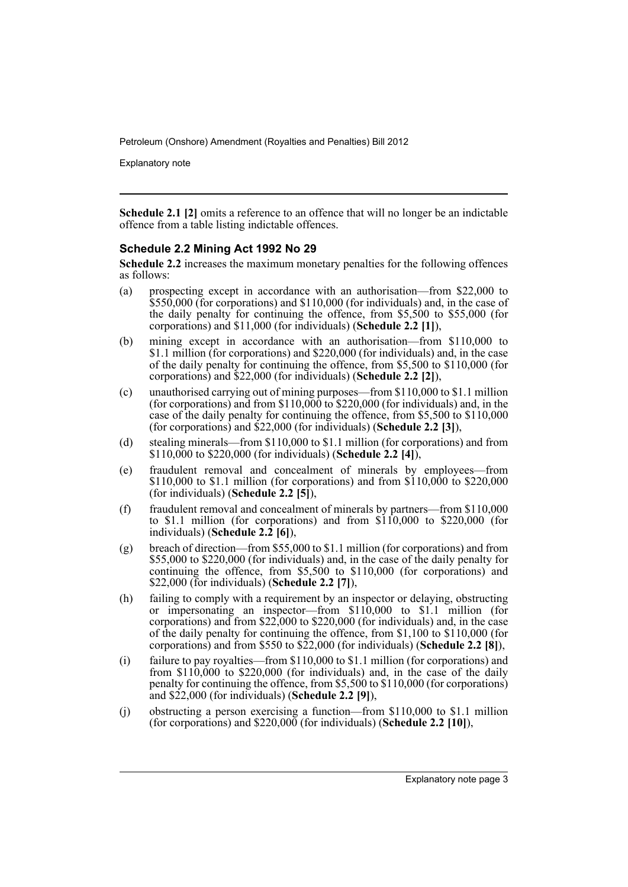**Schedule 2.1 [2]** omits a reference to an offence that will no longer be an indictable offence from a table listing indictable offences.

### Schedule 2.2 Mining Act 1992 No 29

**Schedule 2.2** increases the maximum monetary penalties for the following offences as follows:

(a) prospecting except in accordance with an authorisation—from $22,000 to $550,000 (for corporations) and $110,000 (for individuals) and, in the case of the daily penalty for continuing the offence, from $5,500 to $55,000 (for corporations) and $11,000 (for individuals) (**Schedule 2.2 [1]**),

(b) mining except in accordance with an authorisation—from $110,000 to $1.1 million (for corporations) and $220,000 (for individuals) and, in the case of the daily penalty for continuing the offence, from $5,500 to $110,000 (for corporations) and $22,000 (for individuals) (**Schedule 2.2 [2]**),

(c) unauthorised carrying out of mining purposes—from $110,000 to $1.1 million (for corporations) and from $110,000 to $220,000 (for individuals) and, in the case of the daily penalty for continuing the offence, from $5,500 to $110,000 (for corporations) and $22,000 (for individuals) (**Schedule 2.2 [3]**),

(d) stealing minerals—from $110,000 to $1.1 million (for corporations) and from $110,000 to $220,000 (for individuals) (**Schedule 2.2 [4]**),

(e) fraudulent removal and concealment of minerals by employees—from $110,000 to $1.1 million (for corporations) and from $110,000 to $220,000 (for individuals) (**Schedule 2.2 [5]**),

(f) fraudulent removal and concealment of minerals by partners—from $110,000 to $1.1 million (for corporations) and from $110,000 to $220,000 (for individuals) (**Schedule 2.2 [6]**),

(g) breach of direction—from $55,000 to $1.1 million (for corporations) and from $55,000 to $220,000 (for individuals) and, in the case of the daily penalty for continuing the offence, from $5,500 to $110,000 (for corporations) and $22,000 (for individuals) (**Schedule 2.2 [7]**),

(h) failing to comply with a requirement by an inspector or delaying, obstructing or impersonating an inspector—from $110,000 to $1.1 million (for corporations) and from $22,000 to $220,000 (for individuals) and, in the case of the daily penalty for continuing the offence, from $1,100 to $110,000 (for corporations) and from $550 to $22,000 (for individuals) (**Schedule 2.2 [8]**),

(i) failure to pay royalties—from $110,000 to $1.1 million (for corporations) and from $110,000 to $220,000 (for individuals) and, in the case of the daily penalty for continuing the offence, from $5,500 to $110,000 (for corporations) and $22,000 (for individuals) (**Schedule 2.2 [9]**),

(j) obstructing a person exercising a function—from $110,000 to $1.1 million (for corporations) and $220,000 (for individuals) (**Schedule 2.2 [10]**),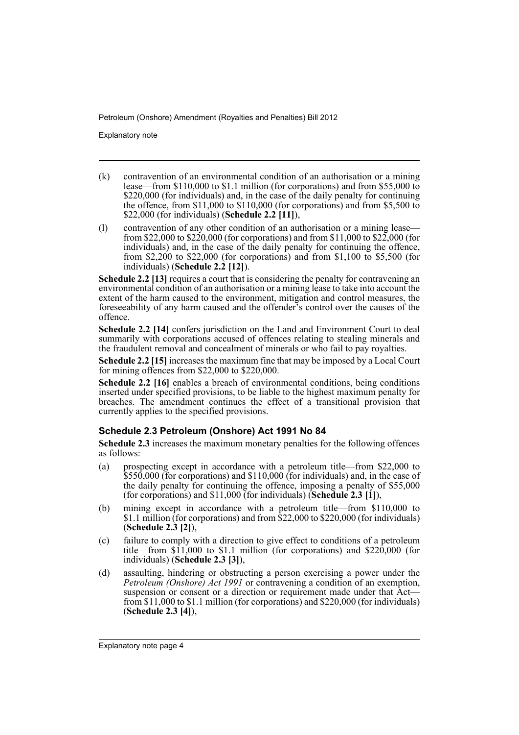(k) contravention of an environmental condition of an authorisation or a mining lease—from $110,000 to $1.1 million (for corporations) and from $55,000 to $220,000 (for individuals) and, in the case of the daily penalty for continuing the offence, from $11,000 to $110,000 (for corporations) and from $5,500 to $22,000 (for individuals) (**Schedule 2.2 [11]**),

(l) contravention of any other condition of an authorisation or a mining lease—from $22,000 to $220,000 (for corporations) and from $11,000 to $22,000 (for individuals) and, in the case of the daily penalty for continuing the offence, from $2,200 to $22,000 (for corporations) and from $1,100 to $5,500 (for individuals) (**Schedule 2.2 [12]**).

**Schedule 2.2 [13]** requires a court that is considering the penalty for contravening an environmental condition of an authorisation or a mining lease to take into account the extent of the harm caused to the environment, mitigation and control measures, the foreseeability of any harm caused and the offender's control over the causes of the offence.

**Schedule 2.2 [14]** confers jurisdiction on the Land and Environment Court to deal summarily with corporations accused of offences relating to stealing minerals and the fraudulent removal and concealment of minerals or who fail to pay royalties.

**Schedule 2.2 [15]** increases the maximum fine that may be imposed by a Local Court for mining offences from $22,000 to $220,000.

**Schedule 2.2 [16]** enables a breach of environmental conditions, being conditions inserted under specified provisions, to be liable to the highest maximum penalty for breaches. The amendment continues the effect of a transitional provision that currently applies to the specified provisions.

### Schedule 2.3 Petroleum (Onshore) Act 1991 No 84

**Schedule 2.3** increases the maximum monetary penalties for the following offences as follows:

(a) prospecting except in accordance with a petroleum title—from $22,000 to $550,000 (for corporations) and $110,000 (for individuals) and, in the case of the daily penalty for continuing the offence, imposing a penalty of $55,000 (for corporations) and $11,000 (for individuals) (**Schedule 2.3 [1]**),

(b) mining except in accordance with a petroleum title—from $110,000 to $1.1 million (for corporations) and from $22,000 to $220,000 (for individuals) (**Schedule 2.3 [2]**),

(c) failure to comply with a direction to give effect to conditions of a petroleum title—from $11,000 to $1.1 million (for corporations) and $220,000 (for individuals) (**Schedule 2.3 [3]**),

(d) assaulting, hindering or obstructing a person exercising a power under the *Petroleum (Onshore) Act 1991* or contravening a condition of an exemption, suspension or consent or a direction or requirement made under that Act—from $11,000 to $1.1 million (for corporations) and $220,000 (for individuals) (**Schedule 2.3 [4]**),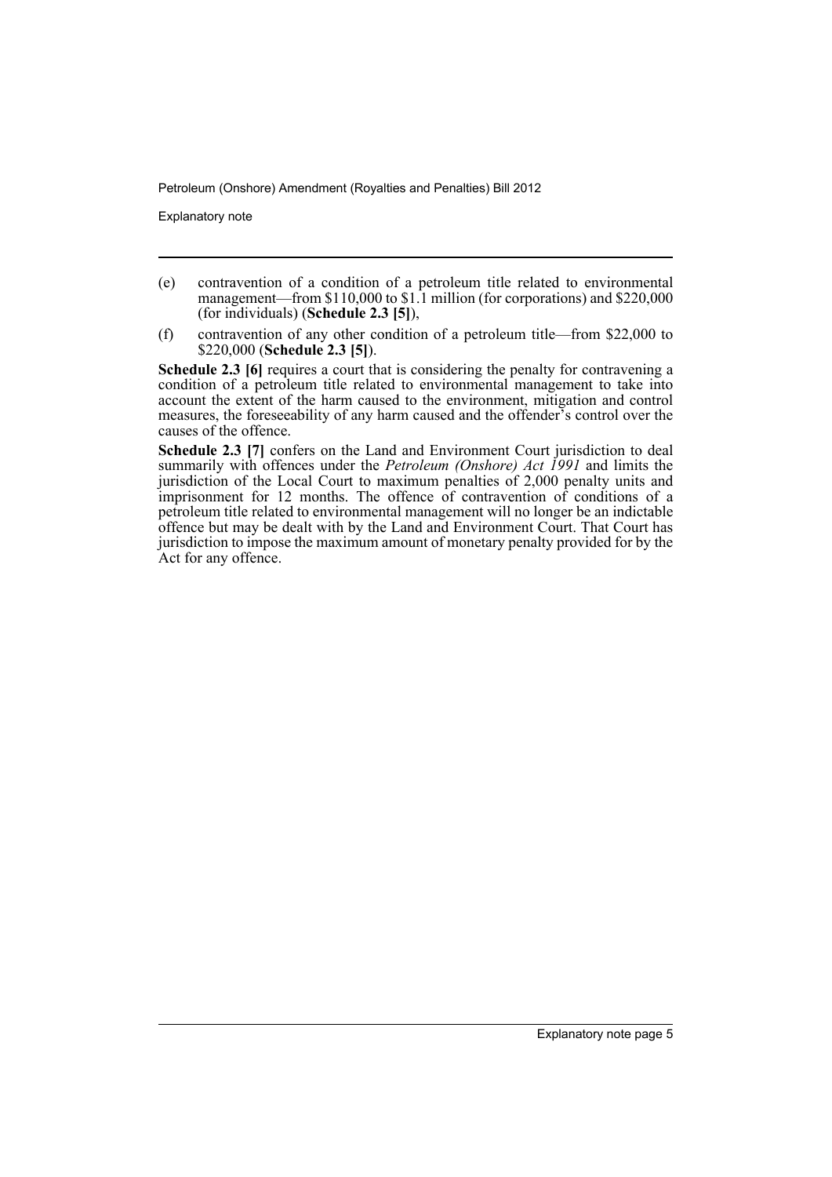(e) contravention of a condition of a petroleum title related to environmental management—from \$110,000 to \$1.1 million (for corporations) and \$220,000 (for individuals) (**Schedule 2.3 [5]**),

(f) contravention of any other condition of a petroleum title—from \$22,000 to \$220,000 (**Schedule 2.3 [5]**).

**Schedule 2.3 [6]** requires a court that is considering the penalty for contravening a condition of a petroleum title related to environmental management to take into account the extent of the harm caused to the environment, mitigation and control measures, the foreseeability of any harm caused and the offender's control over the causes of the offence.

**Schedule 2.3 [7]** confers on the Land and Environment Court jurisdiction to deal summarily with offences under the *Petroleum (Onshore) Act 1991* and limits the jurisdiction of the Local Court to maximum penalties of 2,000 penalty units and imprisonment for 12 months. The offence of contravention of conditions of a petroleum title related to environmental management will no longer be an indictable offence but may be dealt with by the Land and Environment Court. That Court has jurisdiction to impose the maximum amount of monetary penalty provided for by the Act for any offence.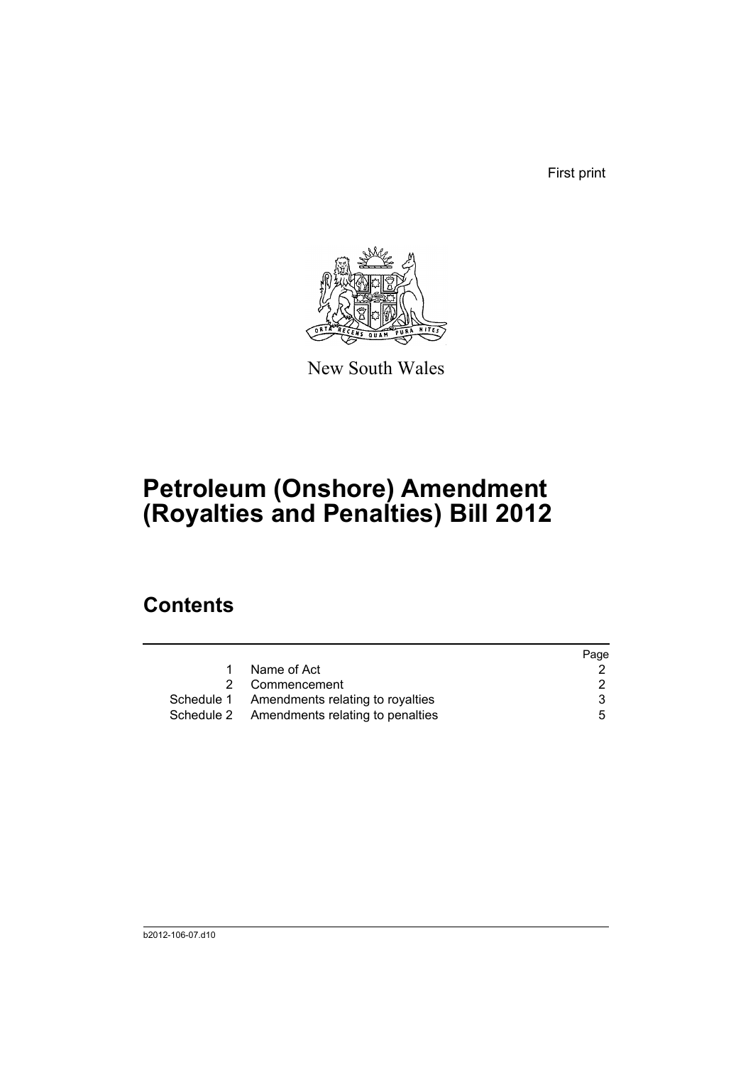First print

New South Wales

# Petroleum (Onshore) Amendment (Royalties and Penalties) Bill 2012

## Contents

| | | Page |
|---|---|---|
| 1 | Name of Act | 2 |
| 2 | Commencement | 2 |
| Schedule 1 | Amendments relating to royalties | 3 |
| Schedule 2 | Amendments relating to penalties | 5 |

b2012-106-07.d10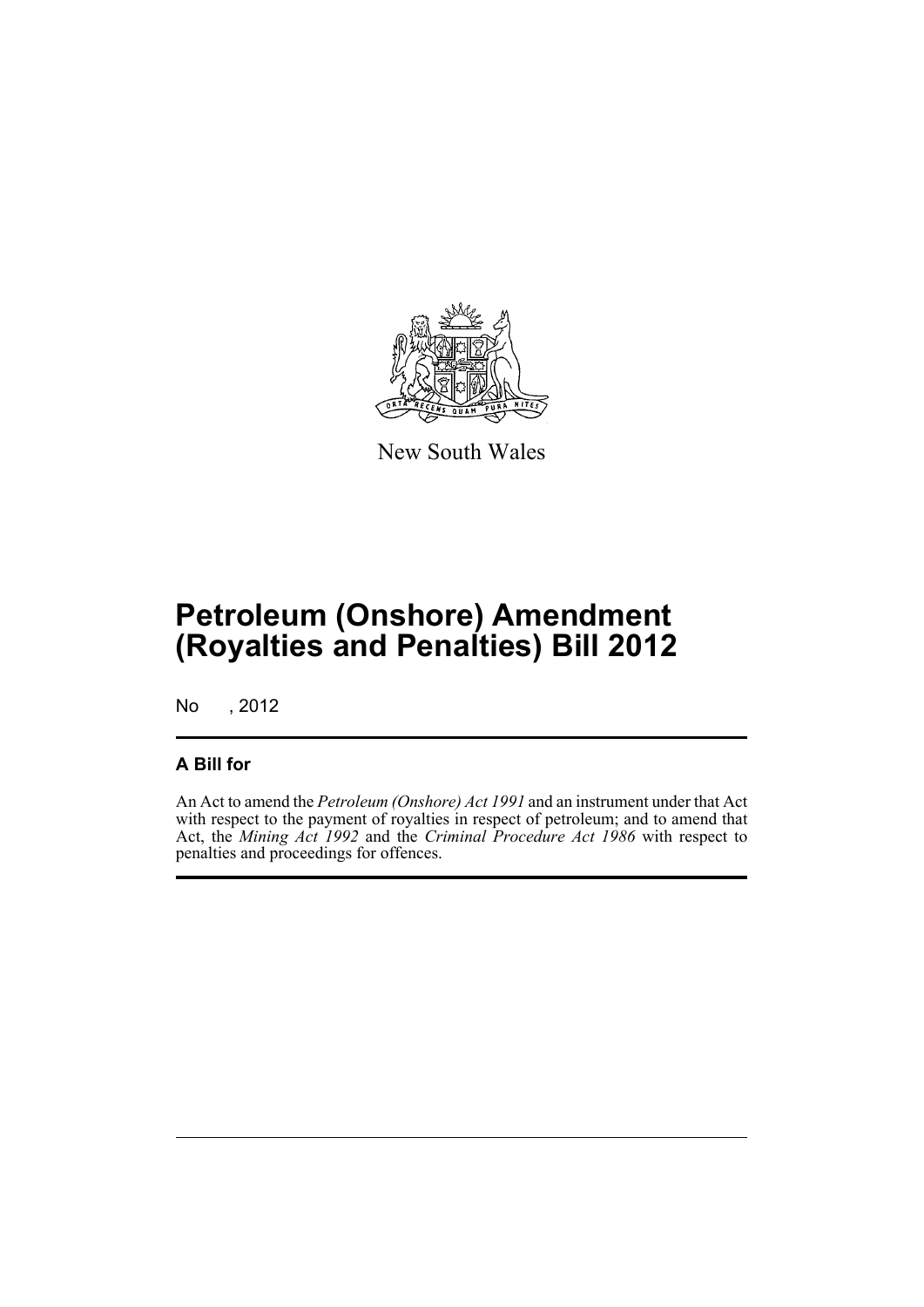New South Wales

# Petroleum (Onshore) Amendment (Royalties and Penalties) Bill 2012

No , 2012

## A Bill for

An Act to amend the *Petroleum (Onshore) Act 1991* and an instrument under that Act with respect to the payment of royalties in respect of petroleum; and to amend that Act, the *Mining Act 1992* and the *Criminal Procedure Act 1986* with respect to penalties and proceedings for offences.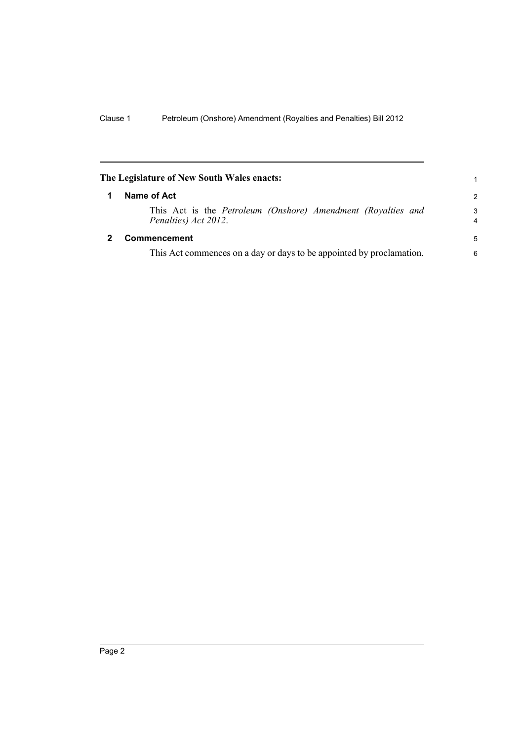**The Legislature of New South Wales enacts:**

## 1 Name of Act

This Act is the *Petroleum (Onshore) Amendment (Royalties and Penalties) Act 2012*.

## 2 Commencement

This Act commences on a day or days to be appointed by proclamation.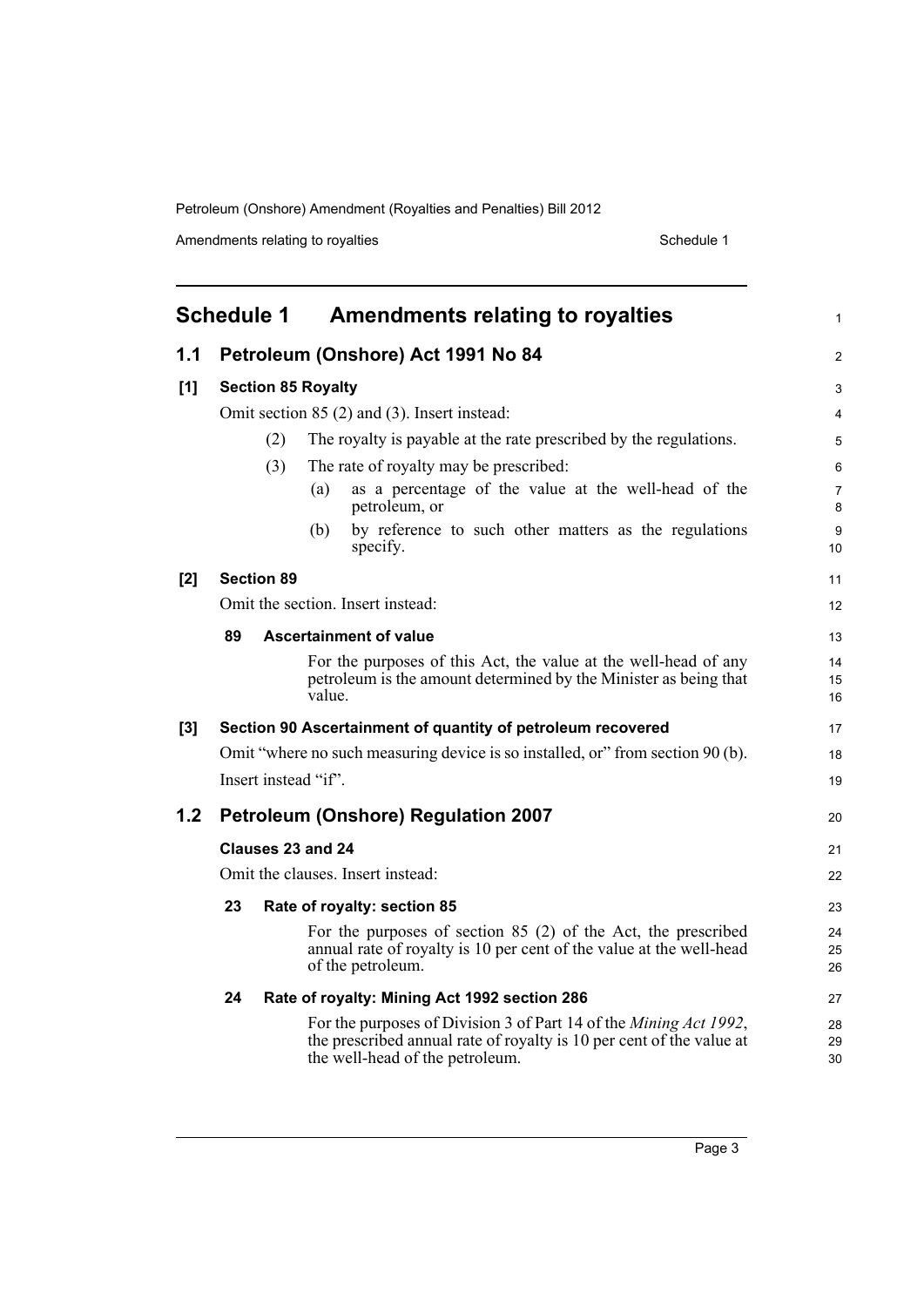# Schedule 1 Amendments relating to royalties

## 1.1 Petroleum (Onshore) Act 1991 No 84

**[1] Section 85 Royalty**

Omit section 85 (2) and (3). Insert instead:

> (2) The royalty is payable at the rate prescribed by the regulations.
>
> (3) The rate of royalty may be prescribed:
>
> (a) as a percentage of the value at the well-head of the petroleum, or
>
> (b) by reference to such other matters as the regulations specify.

**[2] Section 89**

Omit the section. Insert instead:

> **89 Ascertainment of value**
>
> For the purposes of this Act, the value at the well-head of any petroleum is the amount determined by the Minister as being that value.

**[3] Section 90 Ascertainment of quantity of petroleum recovered**

Omit "where no such measuring device is so installed, or" from section 90 (b).

Insert instead "if".

## 1.2 Petroleum (Onshore) Regulation 2007

**Clauses 23 and 24**

Omit the clauses. Insert instead:

> **23 Rate of royalty: section 85**
>
> For the purposes of section 85 (2) of the Act, the prescribed annual rate of royalty is 10 per cent of the value at the well-head of the petroleum.
>
> **24 Rate of royalty: Mining Act 1992 section 286**
>
> For the purposes of Division 3 of Part 14 of the *Mining Act 1992*, the prescribed annual rate of royalty is 10 per cent of the value at the well-head of the petroleum.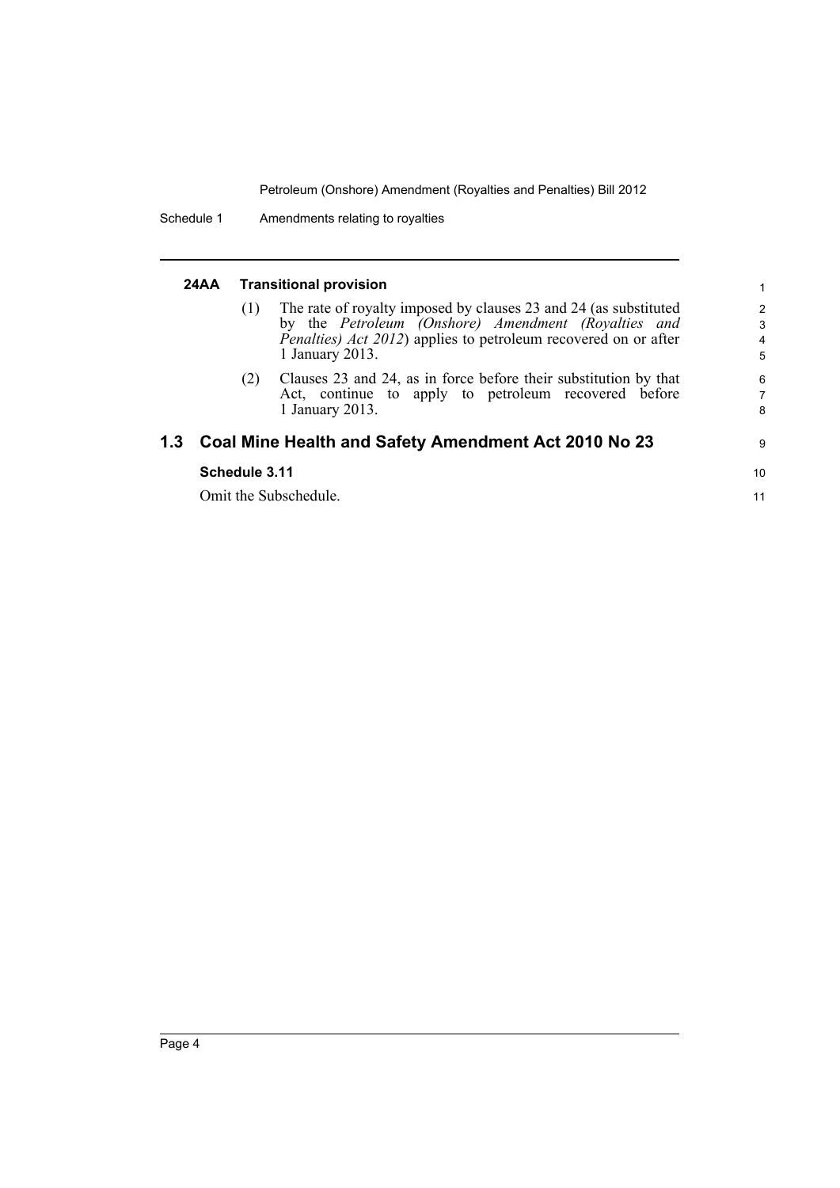**24AA Transitional provision**

(1) The rate of royalty imposed by clauses 23 and 24 (as substituted by the *Petroleum (Onshore) Amendment (Royalties and Penalties) Act 2012*) applies to petroleum recovered on or after 1 January 2013.

(2) Clauses 23 and 24, as in force before their substitution by that Act, continue to apply to petroleum recovered before 1 January 2013.

## 1.3 Coal Mine Health and Safety Amendment Act 2010 No 23

**Schedule 3.11**

Omit the Subschedule.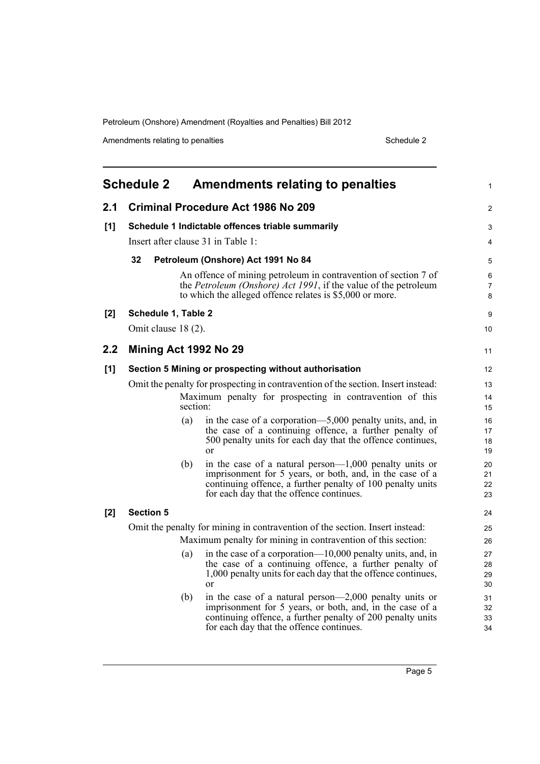# Schedule 2 Amendments relating to penalties

## 2.1 Criminal Procedure Act 1986 No 209

### [1] Schedule 1 Indictable offences triable summarily

Insert after clause 31 in Table 1:

**32 Petroleum (Onshore) Act 1991 No 84**

An offence of mining petroleum in contravention of section 7 of the *Petroleum (Onshore) Act 1991*, if the value of the petroleum to which the alleged offence relates is $5,000 or more.

### [2] Schedule 1, Table 2

Omit clause 18 (2).

## 2.2 Mining Act 1992 No 29

### [1] Section 5 Mining or prospecting without authorisation

Omit the penalty for prospecting in contravention of the section. Insert instead:

Maximum penalty for prospecting in contravention of this section:

(a) in the case of a corporation—5,000 penalty units, and, in the case of a continuing offence, a further penalty of 500 penalty units for each day that the offence continues, or

(b) in the case of a natural person—1,000 penalty units or imprisonment for 5 years, or both, and, in the case of a continuing offence, a further penalty of 100 penalty units for each day that the offence continues.

### [2] Section 5

Omit the penalty for mining in contravention of the section. Insert instead:

Maximum penalty for mining in contravention of this section:

(a) in the case of a corporation—10,000 penalty units, and, in the case of a continuing offence, a further penalty of 1,000 penalty units for each day that the offence continues, or

(b) in the case of a natural person—2,000 penalty units or imprisonment for 5 years, or both, and, in the case of a continuing offence, a further penalty of 200 penalty units for each day that the offence continues.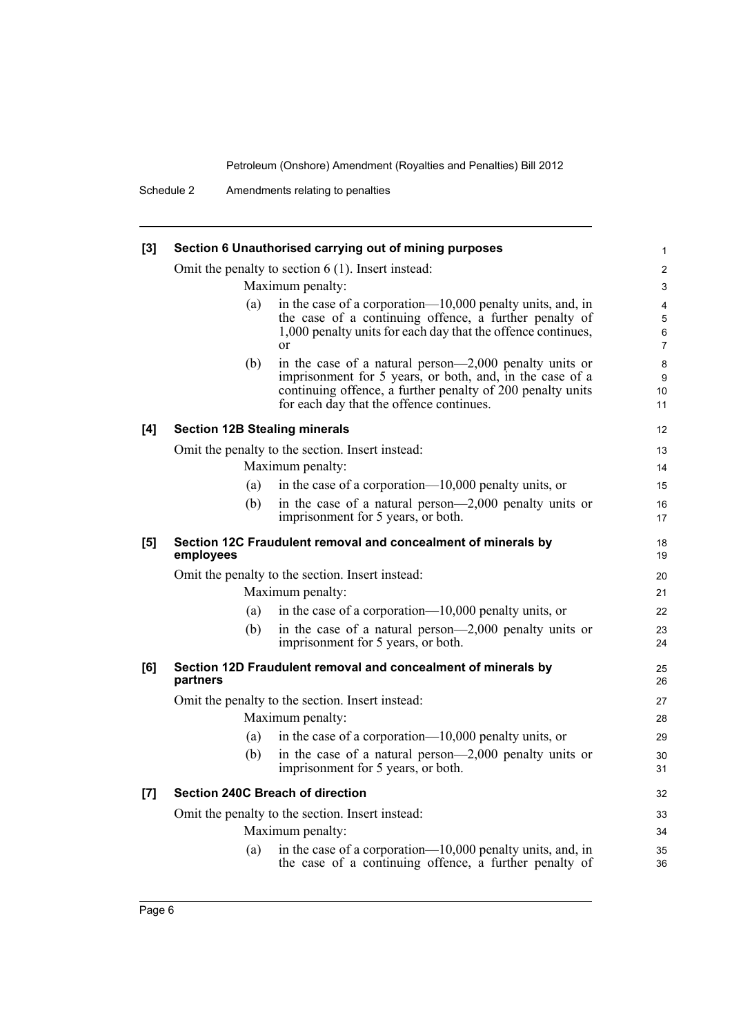**[3] Section 6 Unauthorised carrying out of mining purposes**

Omit the penalty to section 6 (1). Insert instead:

Maximum penalty:

(a) in the case of a corporation—10,000 penalty units, and, in the case of a continuing offence, a further penalty of 1,000 penalty units for each day that the offence continues, or

(b) in the case of a natural person—2,000 penalty units or imprisonment for 5 years, or both, and, in the case of a continuing offence, a further penalty of 200 penalty units for each day that the offence continues.

**[4] Section 12B Stealing minerals**

Omit the penalty to the section. Insert instead:

Maximum penalty:

(a) in the case of a corporation—10,000 penalty units, or

(b) in the case of a natural person—2,000 penalty units or imprisonment for 5 years, or both.

**[5] Section 12C Fraudulent removal and concealment of minerals by employees**

Omit the penalty to the section. Insert instead:

Maximum penalty:

(a) in the case of a corporation—10,000 penalty units, or

(b) in the case of a natural person—2,000 penalty units or imprisonment for 5 years, or both.

**[6] Section 12D Fraudulent removal and concealment of minerals by partners**

Omit the penalty to the section. Insert instead:

Maximum penalty:

(a) in the case of a corporation—10,000 penalty units, or

(b) in the case of a natural person—2,000 penalty units or imprisonment for 5 years, or both.

**[7] Section 240C Breach of direction**

Omit the penalty to the section. Insert instead:

Maximum penalty:

(a) in the case of a corporation—10,000 penalty units, and, in the case of a continuing offence, a further penalty of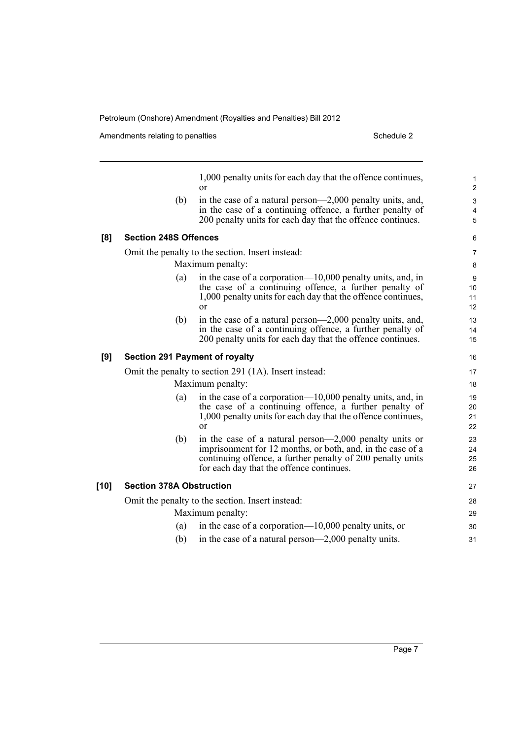1,000 penalty units for each day that the offence continues, or

(b) in the case of a natural person—2,000 penalty units, and, in the case of a continuing offence, a further penalty of 200 penalty units for each day that the offence continues.

### [8] Section 248S Offences

Omit the penalty to the section. Insert instead:

Maximum penalty:

(a) in the case of a corporation—10,000 penalty units, and, in the case of a continuing offence, a further penalty of 1,000 penalty units for each day that the offence continues, or

(b) in the case of a natural person—2,000 penalty units, and, in the case of a continuing offence, a further penalty of 200 penalty units for each day that the offence continues.

### [9] Section 291 Payment of royalty

Omit the penalty to section 291 (1A). Insert instead:

Maximum penalty:

(a) in the case of a corporation—10,000 penalty units, and, in the case of a continuing offence, a further penalty of 1,000 penalty units for each day that the offence continues, or

(b) in the case of a natural person—2,000 penalty units or imprisonment for 12 months, or both, and, in the case of a continuing offence, a further penalty of 200 penalty units for each day that the offence continues.

### [10] Section 378A Obstruction

Omit the penalty to the section. Insert instead:

Maximum penalty:

(a) in the case of a corporation—10,000 penalty units, or

(b) in the case of a natural person—2,000 penalty units.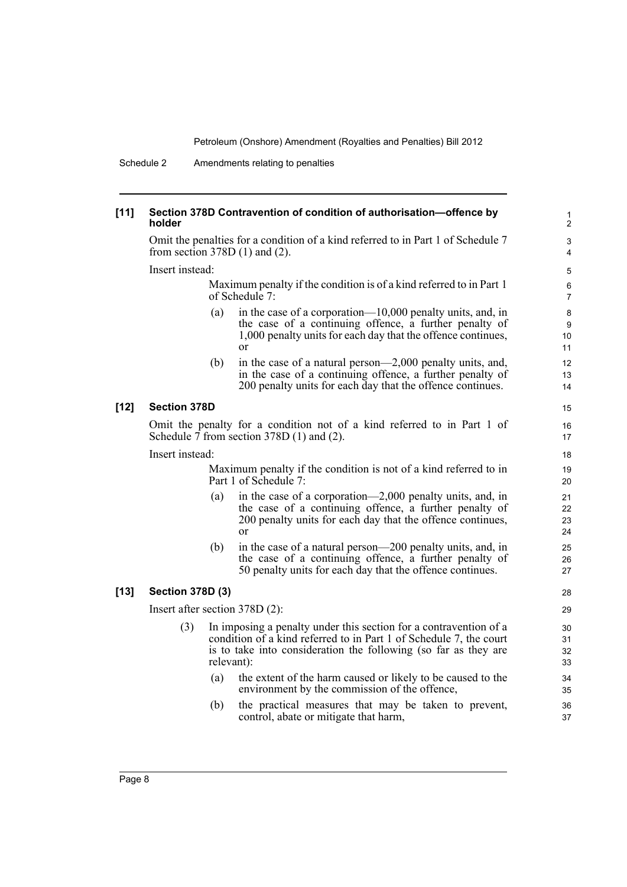**[11] Section 378D Contravention of condition of authorisation—offence by holder**

Omit the penalties for a condition of a kind referred to in Part 1 of Schedule 7 from section 378D (1) and (2).

Insert instead:

Maximum penalty if the condition is of a kind referred to in Part 1 of Schedule 7:

(a) in the case of a corporation—10,000 penalty units, and, in the case of a continuing offence, a further penalty of 1,000 penalty units for each day that the offence continues, or

(b) in the case of a natural person—2,000 penalty units, and, in the case of a continuing offence, a further penalty of 200 penalty units for each day that the offence continues.

**[12] Section 378D**

Omit the penalty for a condition not of a kind referred to in Part 1 of Schedule 7 from section 378D (1) and (2).

Insert instead:

Maximum penalty if the condition is not of a kind referred to in Part 1 of Schedule 7:

(a) in the case of a corporation—2,000 penalty units, and, in the case of a continuing offence, a further penalty of 200 penalty units for each day that the offence continues, or

(b) in the case of a natural person—200 penalty units, and, in the case of a continuing offence, a further penalty of 50 penalty units for each day that the offence continues.

**[13] Section 378D (3)**

Insert after section 378D (2):

(3) In imposing a penalty under this section for a contravention of a condition of a kind referred to in Part 1 of Schedule 7, the court is to take into consideration the following (so far as they are relevant):

(a) the extent of the harm caused or likely to be caused to the environment by the commission of the offence,

(b) the practical measures that may be taken to prevent, control, abate or mitigate that harm,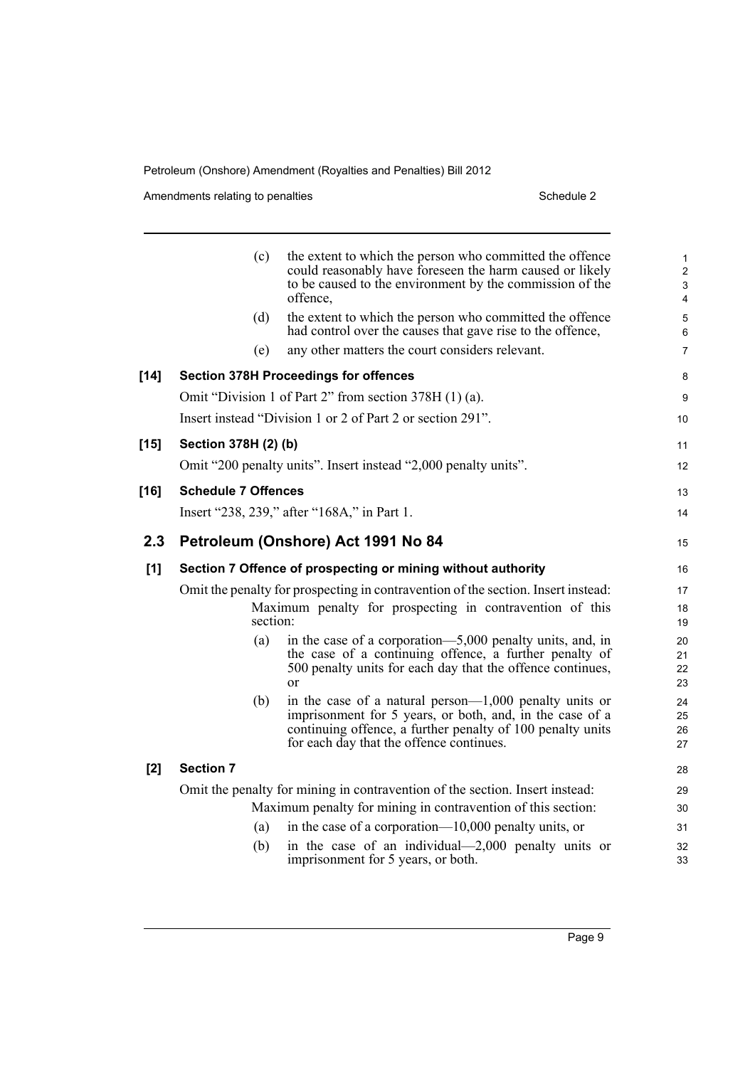(c) the extent to which the person who committed the offence could reasonably have foreseen the harm caused or likely to be caused to the environment by the commission of the offence,

(d) the extent to which the person who committed the offence had control over the causes that gave rise to the offence,

(e) any other matters the court considers relevant.

**[14] Section 378H Proceedings for offences**

Omit "Division 1 of Part 2" from section 378H (1) (a).

Insert instead "Division 1 or 2 of Part 2 or section 291".

**[15] Section 378H (2) (b)**

Omit "200 penalty units". Insert instead "2,000 penalty units".

**[16] Schedule 7 Offences**

Insert "238, 239," after "168A," in Part 1.

## 2.3 Petroleum (Onshore) Act 1991 No 84

**[1] Section 7 Offence of prospecting or mining without authority**

Omit the penalty for prospecting in contravention of the section. Insert instead:

Maximum penalty for prospecting in contravention of this section:

(a) in the case of a corporation—5,000 penalty units, and, in the case of a continuing offence, a further penalty of 500 penalty units for each day that the offence continues, or

(b) in the case of a natural person—1,000 penalty units or imprisonment for 5 years, or both, and, in the case of a continuing offence, a further penalty of 100 penalty units for each day that the offence continues.

**[2] Section 7**

Omit the penalty for mining in contravention of the section. Insert instead:

Maximum penalty for mining in contravention of this section:

(a) in the case of a corporation—10,000 penalty units, or

(b) in the case of an individual—2,000 penalty units or imprisonment for 5 years, or both.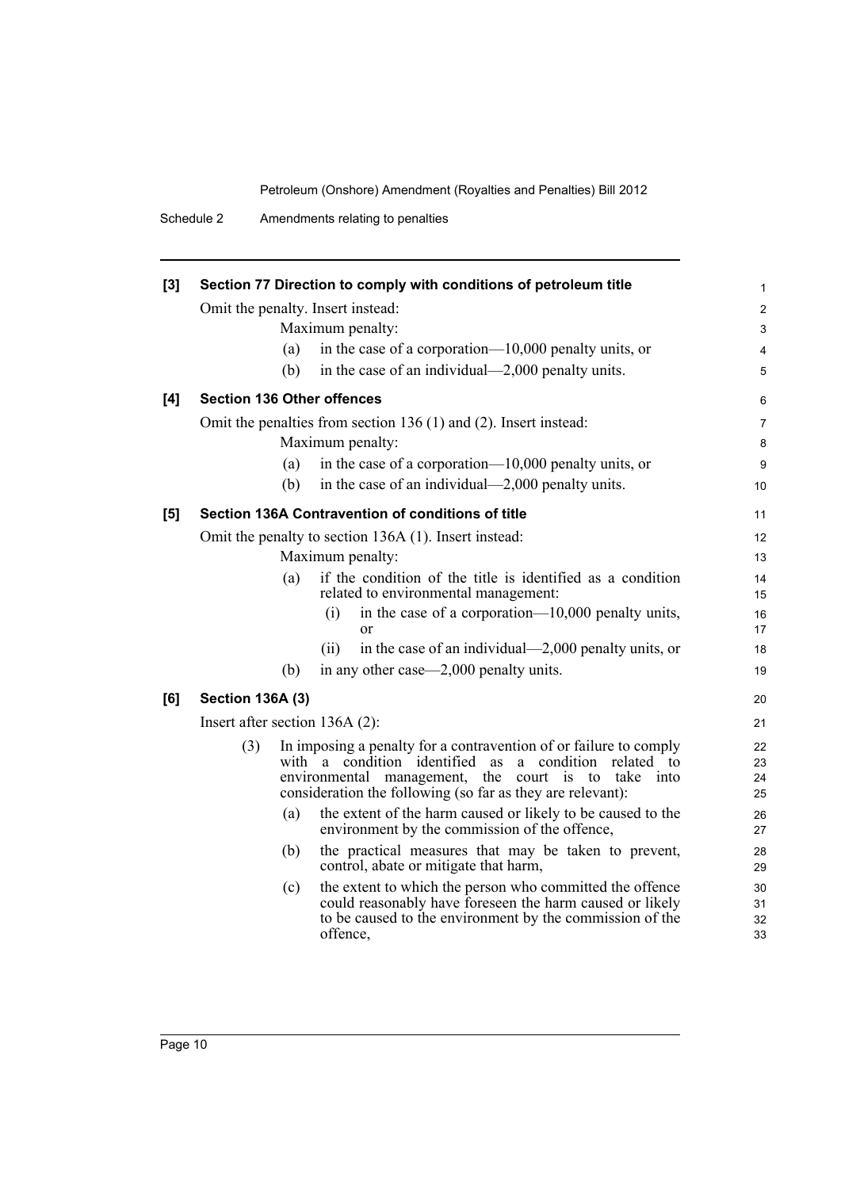**[3] Section 77 Direction to comply with conditions of petroleum title**

Omit the penalty. Insert instead:

Maximum penalty:

(a) in the case of a corporation—10,000 penalty units, or

(b) in the case of an individual—2,000 penalty units.

**[4] Section 136 Other offences**

Omit the penalties from section 136 (1) and (2). Insert instead:

Maximum penalty:

(a) in the case of a corporation—10,000 penalty units, or

(b) in the case of an individual—2,000 penalty units.

**[5] Section 136A Contravention of conditions of title**

Omit the penalty to section 136A (1). Insert instead:

Maximum penalty:

(a) if the condition of the title is identified as a condition related to environmental management:

(i) in the case of a corporation—10,000 penalty units, or

(ii) in the case of an individual—2,000 penalty units, or

(b) in any other case—2,000 penalty units.

**[6] Section 136A (3)**

Insert after section 136A (2):

(3) In imposing a penalty for a contravention of or failure to comply with a condition identified as a condition related to environmental management, the court is to take into consideration the following (so far as they are relevant):

(a) the extent of the harm caused or likely to be caused to the environment by the commission of the offence,

(b) the practical measures that may be taken to prevent, control, abate or mitigate that harm,

(c) the extent to which the person who committed the offence could reasonably have foreseen the harm caused or likely to be caused to the environment by the commission of the offence,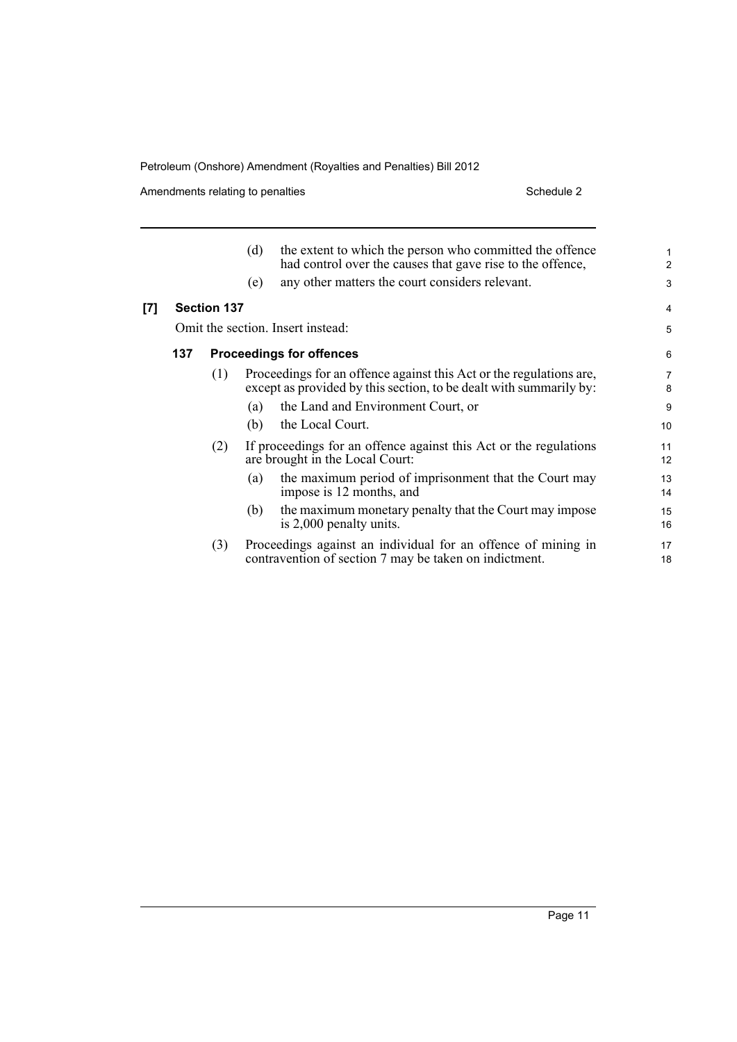(d) the extent to which the person who committed the offence had control over the causes that gave rise to the offence,

(e) any other matters the court considers relevant.

**[7] Section 137**

Omit the section. Insert instead:

**137 Proceedings for offences**

(1) Proceedings for an offence against this Act or the regulations are, except as provided by this section, to be dealt with summarily by:

(a) the Land and Environment Court, or

(b) the Local Court.

(2) If proceedings for an offence against this Act or the regulations are brought in the Local Court:

(a) the maximum period of imprisonment that the Court may impose is 12 months, and

(b) the maximum monetary penalty that the Court may impose is 2,000 penalty units.

(3) Proceedings against an individual for an offence of mining in contravention of section 7 may be taken on indictment.